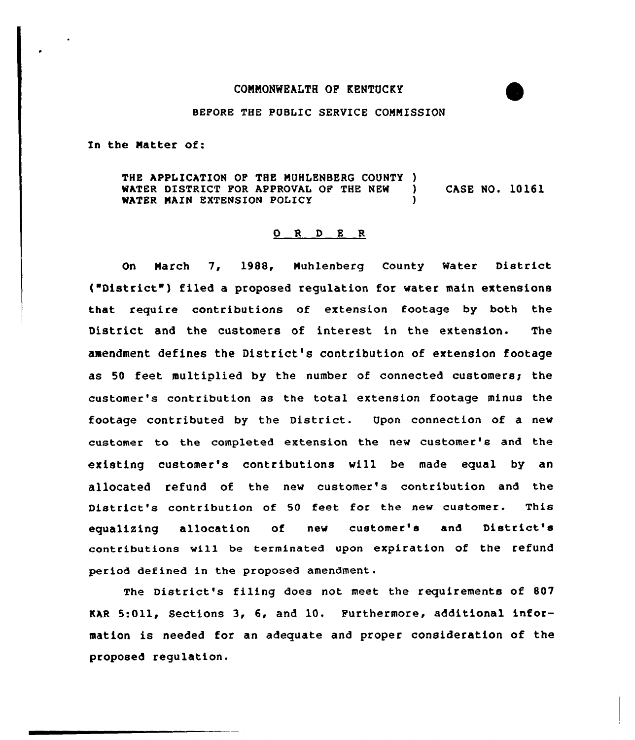COMMONWEALTH OF KENTUCKY

BEFORE THE PUBLIC SERVICE COMMISSION

In the Matter of:

THE APPLICATION OF THE MUHLENBERG COUNTY WATER DISTRICT FOR APPROVAL OF THE NEW WATER MAIN EXTENSION POLICY ) CASE NO. 10161

## O R D E R

On March 7, 1988, Muhlenberg County Water District ("District") filed a proposed regulation for water main extensions that require contributions of extension footage by both the District and the customers of interest in the extension. The amendment defines the District's contribution of extension footage as 50 feet multiplied by the number of connected customers; the customer's contribution as the total extension footage minus the footage contributed by the District. Upon connection of a new customer to the completed extension the new customer's and the existing customer's contributions will be made equal by an allocated refund of the new customer's contribution and the District's contribution of 50 feet for the new customer. This equalizing allocation of new customer's and District's contributions will be terminated upon expiration of the refund period defined in the proposed amendment.

The District's filing does not meet the requirements of 807 KAR 5:011, Sections 3, 6, and 10. Furthermore, additional information is needed for an adequate and proper consideration of the proposed regulation.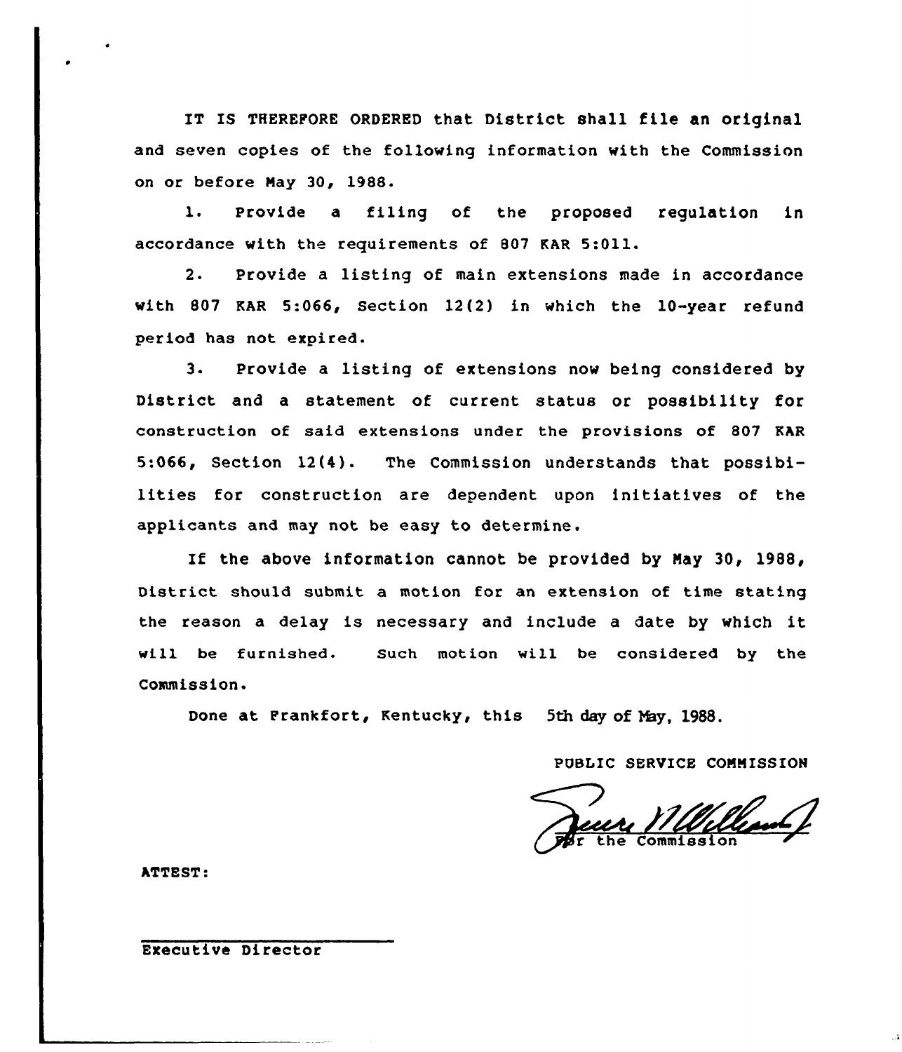IT IS THEREFORE ORDERED that District shall file an original and seven copies of the following information with the Commission on or before May 30, 1988.

1. Provide a filing of the proposed regulation in accordance with the requirements of 807 KAR 5:011.

2. Provide a listing of main extensions made in accordance with 807 KAR 5:066, Section 12(2) in which the 10-year refund period has not expired.

3. Provide a listing of extensions now being considered by District and a statement of current status or possibility for construction of said extensions under the provisions of 807 KAR 5:066, Section 12(4). The Commission understands that possibilities for construction are dependent upon initiatives of the applicants and may not be easy to determine.

If the above information cannot be provided by May 30, 1988, District should submit a motion for an extension of time stating the reason a delay is necessary and include a date by which it will be furnished. Such motion will be considered by the Commission.

Done at Frankfort, Kentucky, this 5th day of May, 1988.

PUBLIC SERVICE COMMISSION

For the Commission

ATTEST:

Executive Director